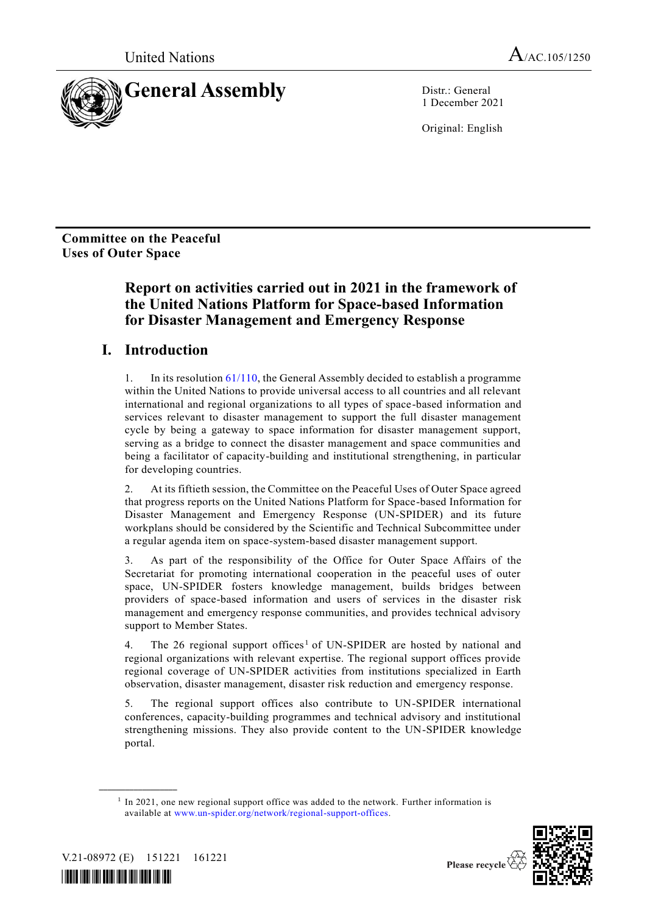United Nations A/AC.105/1250

# General Assembly

Distr.: General
1 December 2021

Original: English

**Committee on the Peaceful Uses of Outer Space**

## Report on activities carried out in 2021 in the framework of the United Nations Platform for Space-based Information for Disaster Management and Emergency Response

## I. Introduction

1. In its resolution 61/110, the General Assembly decided to establish a programme within the United Nations to provide universal access to all countries and all relevant international and regional organizations to all types of space-based information and services relevant to disaster management to support the full disaster management cycle by being a gateway to space information for disaster management support, serving as a bridge to connect the disaster management and space communities and being a facilitator of capacity-building and institutional strengthening, in particular for developing countries.

2. At its fiftieth session, the Committee on the Peaceful Uses of Outer Space agreed that progress reports on the United Nations Platform for Space-based Information for Disaster Management and Emergency Response (UN-SPIDER) and its future workplans should be considered by the Scientific and Technical Subcommittee under a regular agenda item on space-system-based disaster management support.

3. As part of the responsibility of the Office for Outer Space Affairs of the Secretariat for promoting international cooperation in the peaceful uses of outer space, UN-SPIDER fosters knowledge management, builds bridges between providers of space-based information and users of services in the disaster risk management and emergency response communities, and provides technical advisory support to Member States.

4. The 26 regional support offices[1] of UN-SPIDER are hosted by national and regional organizations with relevant expertise. The regional support offices provide regional coverage of UN-SPIDER activities from institutions specialized in Earth observation, disaster management, disaster risk reduction and emergency response.

5. The regional support offices also contribute to UN-SPIDER international conferences, capacity-building programmes and technical advisory and institutional strengthening missions. They also provide content to the UN-SPIDER knowledge portal.

---

[1] In 2021, one new regional support office was added to the network. Further information is available at www.un-spider.org/network/regional-support-offices.

V.21-08972 (E) 151221 161221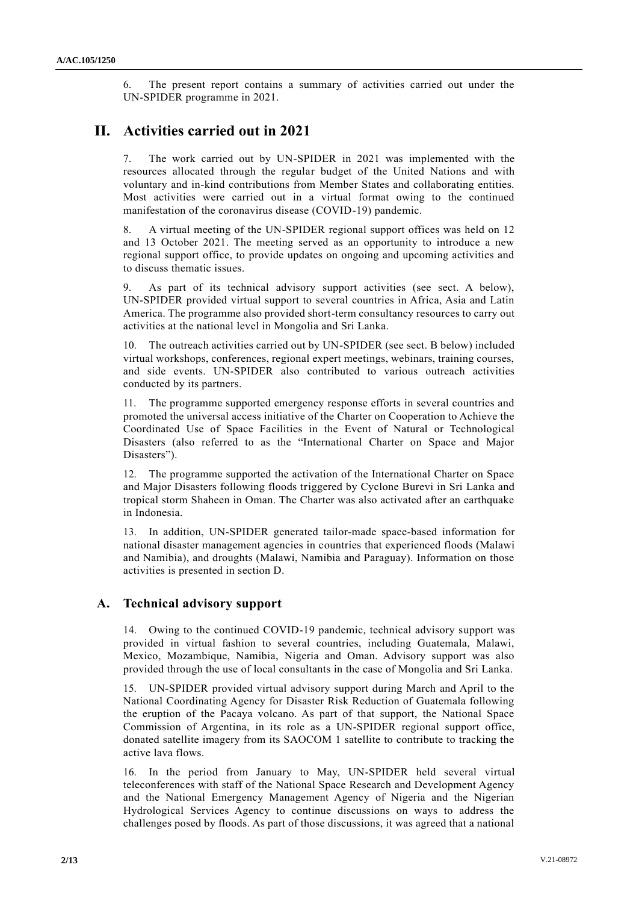6. The present report contains a summary of activities carried out under the UN-SPIDER programme in 2021.

# II. Activities carried out in 2021

7. The work carried out by UN-SPIDER in 2021 was implemented with the resources allocated through the regular budget of the United Nations and with voluntary and in-kind contributions from Member States and collaborating entities. Most activities were carried out in a virtual format owing to the continued manifestation of the coronavirus disease (COVID-19) pandemic.

8. A virtual meeting of the UN-SPIDER regional support offices was held on 12 and 13 October 2021. The meeting served as an opportunity to introduce a new regional support office, to provide updates on ongoing and upcoming activities and to discuss thematic issues.

9. As part of its technical advisory support activities (see sect. A below), UN-SPIDER provided virtual support to several countries in Africa, Asia and Latin America. The programme also provided short-term consultancy resources to carry out activities at the national level in Mongolia and Sri Lanka.

10. The outreach activities carried out by UN-SPIDER (see sect. B below) included virtual workshops, conferences, regional expert meetings, webinars, training courses, and side events. UN-SPIDER also contributed to various outreach activities conducted by its partners.

11. The programme supported emergency response efforts in several countries and promoted the universal access initiative of the Charter on Cooperation to Achieve the Coordinated Use of Space Facilities in the Event of Natural or Technological Disasters (also referred to as the "International Charter on Space and Major Disasters").

12. The programme supported the activation of the International Charter on Space and Major Disasters following floods triggered by Cyclone Burevi in Sri Lanka and tropical storm Shaheen in Oman. The Charter was also activated after an earthquake in Indonesia.

13. In addition, UN-SPIDER generated tailor-made space-based information for national disaster management agencies in countries that experienced floods (Malawi and Namibia), and droughts (Malawi, Namibia and Paraguay). Information on those activities is presented in section D.

## A. Technical advisory support

14. Owing to the continued COVID-19 pandemic, technical advisory support was provided in virtual fashion to several countries, including Guatemala, Malawi, Mexico, Mozambique, Namibia, Nigeria and Oman. Advisory support was also provided through the use of local consultants in the case of Mongolia and Sri Lanka.

15. UN-SPIDER provided virtual advisory support during March and April to the National Coordinating Agency for Disaster Risk Reduction of Guatemala following the eruption of the Pacaya volcano. As part of that support, the National Space Commission of Argentina, in its role as a UN-SPIDER regional support office, donated satellite imagery from its SAOCOM 1 satellite to contribute to tracking the active lava flows.

16. In the period from January to May, UN-SPIDER held several virtual teleconferences with staff of the National Space Research and Development Agency and the National Emergency Management Agency of Nigeria and the Nigerian Hydrological Services Agency to continue discussions on ways to address the challenges posed by floods. As part of those discussions, it was agreed that a national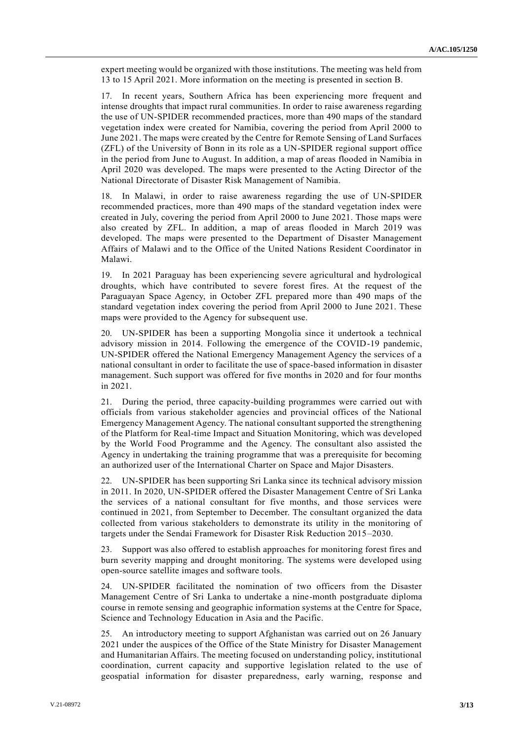expert meeting would be organized with those institutions. The meeting was held from 13 to 15 April 2021. More information on the meeting is presented in section B.

17. In recent years, Southern Africa has been experiencing more frequent and intense droughts that impact rural communities. In order to raise awareness regarding the use of UN-SPIDER recommended practices, more than 490 maps of the standard vegetation index were created for Namibia, covering the period from April 2000 to June 2021. The maps were created by the Centre for Remote Sensing of Land Surfaces (ZFL) of the University of Bonn in its role as a UN-SPIDER regional support office in the period from June to August. In addition, a map of areas flooded in Namibia in April 2020 was developed. The maps were presented to the Acting Director of the National Directorate of Disaster Risk Management of Namibia.

18. In Malawi, in order to raise awareness regarding the use of UN-SPIDER recommended practices, more than 490 maps of the standard vegetation index were created in July, covering the period from April 2000 to June 2021. Those maps were also created by ZFL. In addition, a map of areas flooded in March 2019 was developed. The maps were presented to the Department of Disaster Management Affairs of Malawi and to the Office of the United Nations Resident Coordinator in Malawi.

19. In 2021 Paraguay has been experiencing severe agricultural and hydrological droughts, which have contributed to severe forest fires. At the request of the Paraguayan Space Agency, in October ZFL prepared more than 490 maps of the standard vegetation index covering the period from April 2000 to June 2021. These maps were provided to the Agency for subsequent use.

20. UN-SPIDER has been a supporting Mongolia since it undertook a technical advisory mission in 2014. Following the emergence of the COVID-19 pandemic, UN-SPIDER offered the National Emergency Management Agency the services of a national consultant in order to facilitate the use of space-based information in disaster management. Such support was offered for five months in 2020 and for four months in 2021.

21. During the period, three capacity-building programmes were carried out with officials from various stakeholder agencies and provincial offices of the National Emergency Management Agency. The national consultant supported the strengthening of the Platform for Real-time Impact and Situation Monitoring, which was developed by the World Food Programme and the Agency. The consultant also assisted the Agency in undertaking the training programme that was a prerequisite for becoming an authorized user of the International Charter on Space and Major Disasters.

22. UN-SPIDER has been supporting Sri Lanka since its technical advisory mission in 2011. In 2020, UN-SPIDER offered the Disaster Management Centre of Sri Lanka the services of a national consultant for five months, and those services were continued in 2021, from September to December. The consultant organized the data collected from various stakeholders to demonstrate its utility in the monitoring of targets under the Sendai Framework for Disaster Risk Reduction 2015–2030.

23. Support was also offered to establish approaches for monitoring forest fires and burn severity mapping and drought monitoring. The systems were developed using open-source satellite images and software tools.

24. UN-SPIDER facilitated the nomination of two officers from the Disaster Management Centre of Sri Lanka to undertake a nine-month postgraduate diploma course in remote sensing and geographic information systems at the Centre for Space, Science and Technology Education in Asia and the Pacific.

25. An introductory meeting to support Afghanistan was carried out on 26 January 2021 under the auspices of the Office of the State Ministry for Disaster Management and Humanitarian Affairs. The meeting focused on understanding policy, institutional coordination, current capacity and supportive legislation related to the use of geospatial information for disaster preparedness, early warning, response and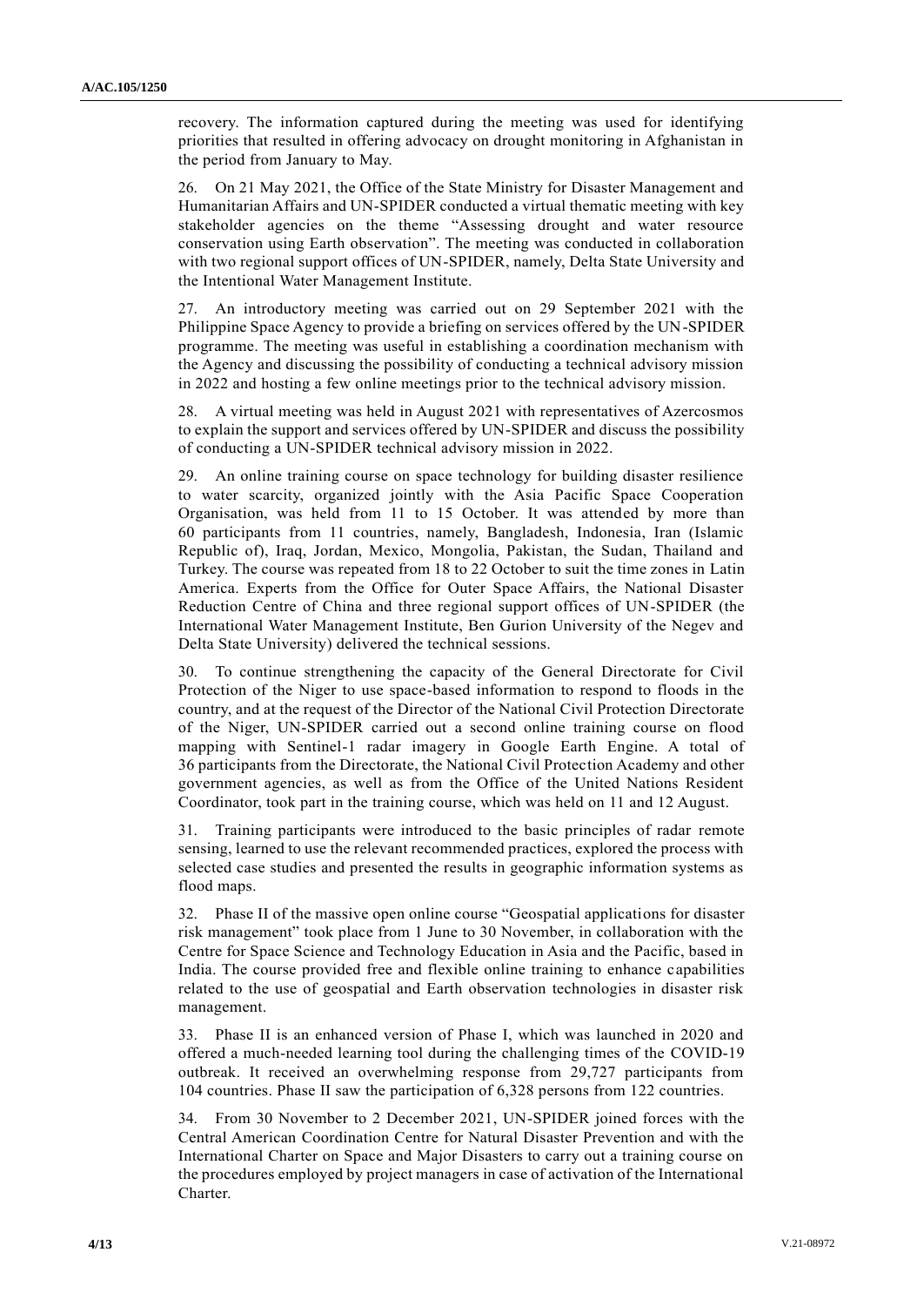recovery. The information captured during the meeting was used for identifying priorities that resulted in offering advocacy on drought monitoring in Afghanistan in the period from January to May.

26. On 21 May 2021, the Office of the State Ministry for Disaster Management and Humanitarian Affairs and UN-SPIDER conducted a virtual thematic meeting with key stakeholder agencies on the theme "Assessing drought and water resource conservation using Earth observation". The meeting was conducted in collaboration with two regional support offices of UN-SPIDER, namely, Delta State University and the Intentional Water Management Institute.

27. An introductory meeting was carried out on 29 September 2021 with the Philippine Space Agency to provide a briefing on services offered by the UN-SPIDER programme. The meeting was useful in establishing a coordination mechanism with the Agency and discussing the possibility of conducting a technical advisory mission in 2022 and hosting a few online meetings prior to the technical advisory mission.

28. A virtual meeting was held in August 2021 with representatives of Azercosmos to explain the support and services offered by UN-SPIDER and discuss the possibility of conducting a UN-SPIDER technical advisory mission in 2022.

29. An online training course on space technology for building disaster resilience to water scarcity, organized jointly with the Asia Pacific Space Cooperation Organisation, was held from 11 to 15 October. It was attended by more than 60 participants from 11 countries, namely, Bangladesh, Indonesia, Iran (Islamic Republic of), Iraq, Jordan, Mexico, Mongolia, Pakistan, the Sudan, Thailand and Turkey. The course was repeated from 18 to 22 October to suit the time zones in Latin America. Experts from the Office for Outer Space Affairs, the National Disaster Reduction Centre of China and three regional support offices of UN-SPIDER (the International Water Management Institute, Ben Gurion University of the Negev and Delta State University) delivered the technical sessions.

30. To continue strengthening the capacity of the General Directorate for Civil Protection of the Niger to use space-based information to respond to floods in the country, and at the request of the Director of the National Civil Protection Directorate of the Niger, UN-SPIDER carried out a second online training course on flood mapping with Sentinel-1 radar imagery in Google Earth Engine. A total of 36 participants from the Directorate, the National Civil Protection Academy and other government agencies, as well as from the Office of the United Nations Resident Coordinator, took part in the training course, which was held on 11 and 12 August.

31. Training participants were introduced to the basic principles of radar remote sensing, learned to use the relevant recommended practices, explored the process with selected case studies and presented the results in geographic information systems as flood maps.

32. Phase II of the massive open online course "Geospatial applications for disaster risk management" took place from 1 June to 30 November, in collaboration with the Centre for Space Science and Technology Education in Asia and the Pacific, based in India. The course provided free and flexible online training to enhance capabilities related to the use of geospatial and Earth observation technologies in disaster risk management.

33. Phase II is an enhanced version of Phase I, which was launched in 2020 and offered a much-needed learning tool during the challenging times of the COVID-19 outbreak. It received an overwhelming response from 29,727 participants from 104 countries. Phase II saw the participation of 6,328 persons from 122 countries.

34. From 30 November to 2 December 2021, UN-SPIDER joined forces with the Central American Coordination Centre for Natural Disaster Prevention and with the International Charter on Space and Major Disasters to carry out a training course on the procedures employed by project managers in case of activation of the International Charter.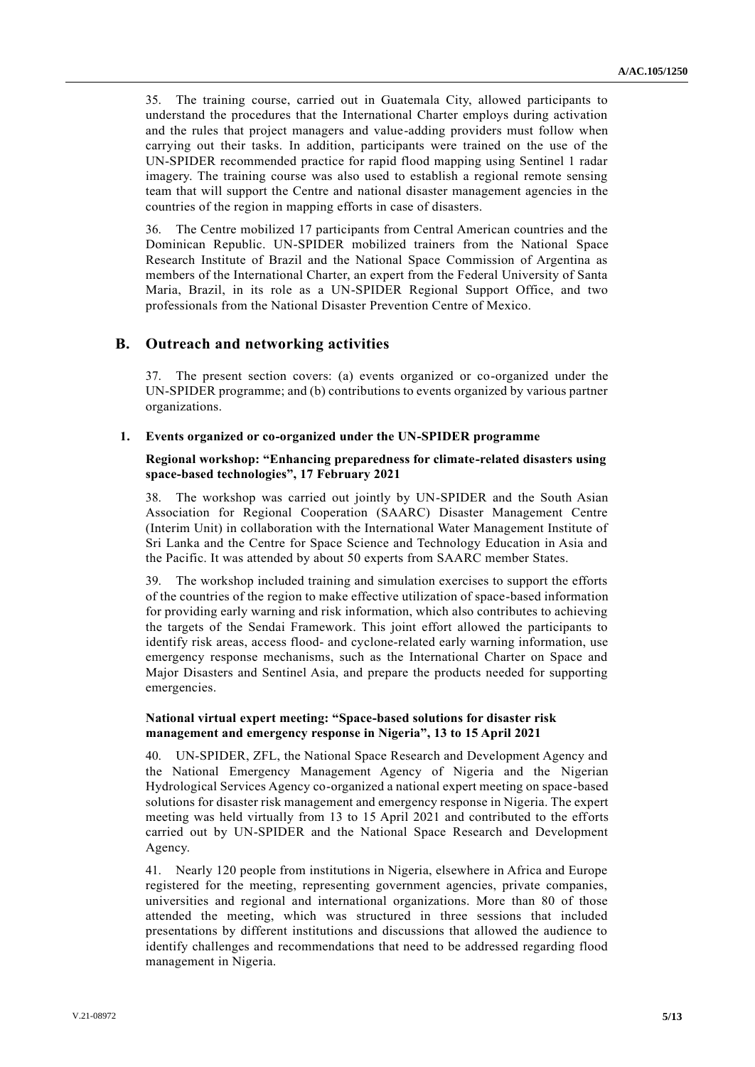35. The training course, carried out in Guatemala City, allowed participants to understand the procedures that the International Charter employs during activation and the rules that project managers and value-adding providers must follow when carrying out their tasks. In addition, participants were trained on the use of the UN-SPIDER recommended practice for rapid flood mapping using Sentinel 1 radar imagery. The training course was also used to establish a regional remote sensing team that will support the Centre and national disaster management agencies in the countries of the region in mapping efforts in case of disasters.

36. The Centre mobilized 17 participants from Central American countries and the Dominican Republic. UN-SPIDER mobilized trainers from the National Space Research Institute of Brazil and the National Space Commission of Argentina as members of the International Charter, an expert from the Federal University of Santa Maria, Brazil, in its role as a UN-SPIDER Regional Support Office, and two professionals from the National Disaster Prevention Centre of Mexico.

## B. Outreach and networking activities

37. The present section covers: (a) events organized or co-organized under the UN-SPIDER programme; and (b) contributions to events organized by various partner organizations.

### 1. Events organized or co-organized under the UN-SPIDER programme

**Regional workshop: "Enhancing preparedness for climate-related disasters using space-based technologies", 17 February 2021**

38. The workshop was carried out jointly by UN-SPIDER and the South Asian Association for Regional Cooperation (SAARC) Disaster Management Centre (Interim Unit) in collaboration with the International Water Management Institute of Sri Lanka and the Centre for Space Science and Technology Education in Asia and the Pacific. It was attended by about 50 experts from SAARC member States.

39. The workshop included training and simulation exercises to support the efforts of the countries of the region to make effective utilization of space-based information for providing early warning and risk information, which also contributes to achieving the targets of the Sendai Framework. This joint effort allowed the participants to identify risk areas, access flood- and cyclone-related early warning information, use emergency response mechanisms, such as the International Charter on Space and Major Disasters and Sentinel Asia, and prepare the products needed for supporting emergencies.

**National virtual expert meeting: "Space-based solutions for disaster risk management and emergency response in Nigeria", 13 to 15 April 2021**

40. UN-SPIDER, ZFL, the National Space Research and Development Agency and the National Emergency Management Agency of Nigeria and the Nigerian Hydrological Services Agency co-organized a national expert meeting on space-based solutions for disaster risk management and emergency response in Nigeria. The expert meeting was held virtually from 13 to 15 April 2021 and contributed to the efforts carried out by UN-SPIDER and the National Space Research and Development Agency.

41. Nearly 120 people from institutions in Nigeria, elsewhere in Africa and Europe registered for the meeting, representing government agencies, private companies, universities and regional and international organizations. More than 80 of those attended the meeting, which was structured in three sessions that included presentations by different institutions and discussions that allowed the audience to identify challenges and recommendations that need to be addressed regarding flood management in Nigeria.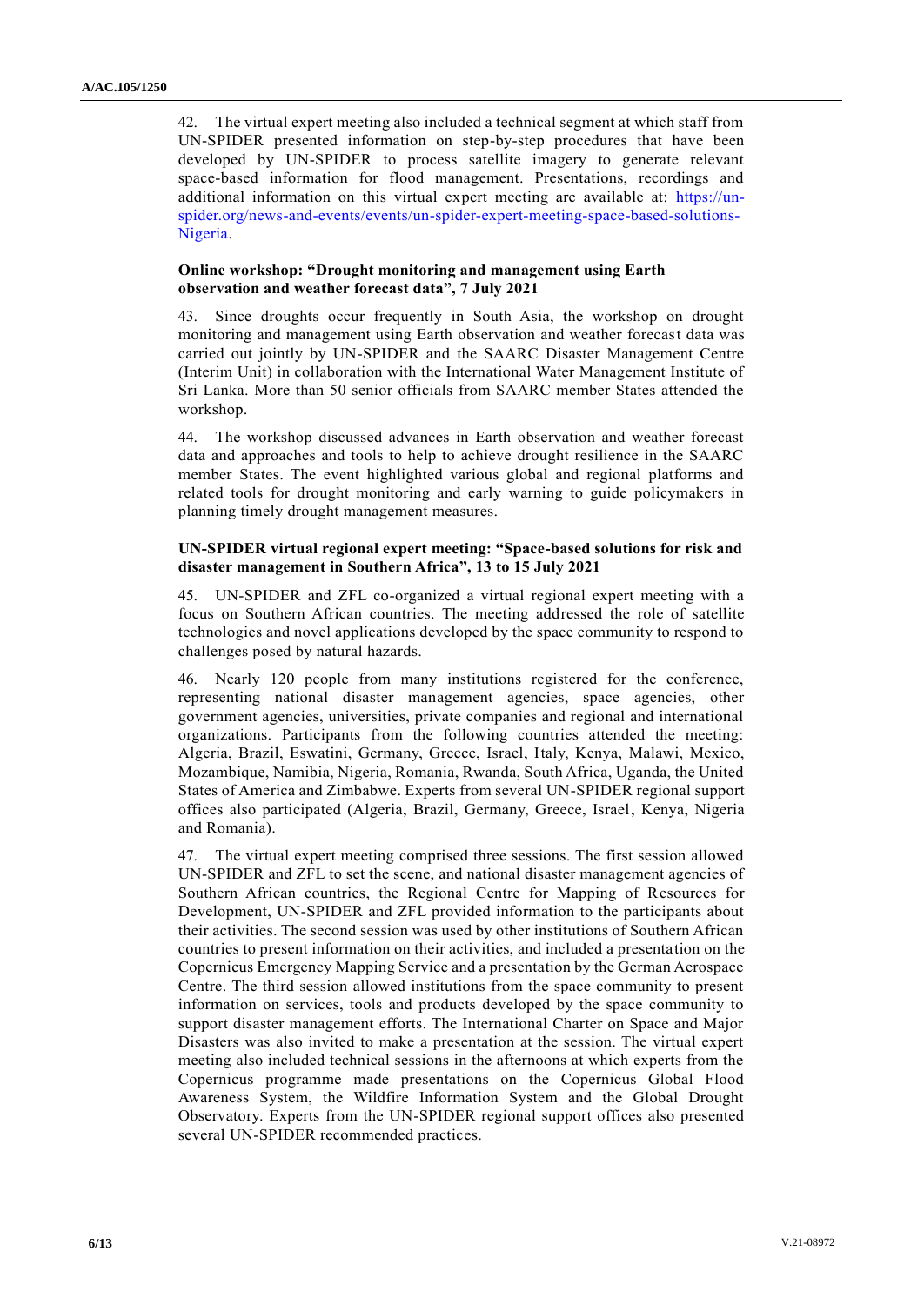42. The virtual expert meeting also included a technical segment at which staff from UN-SPIDER presented information on step-by-step procedures that have been developed by UN-SPIDER to process satellite imagery to generate relevant space-based information for flood management. Presentations, recordings and additional information on this virtual expert meeting are available at: https://un-spider.org/news-and-events/events/un-spider-expert-meeting-space-based-solutions-Nigeria.

**Online workshop: "Drought monitoring and management using Earth observation and weather forecast data", 7 July 2021**

43. Since droughts occur frequently in South Asia, the workshop on drought monitoring and management using Earth observation and weather forecast data was carried out jointly by UN-SPIDER and the SAARC Disaster Management Centre (Interim Unit) in collaboration with the International Water Management Institute of Sri Lanka. More than 50 senior officials from SAARC member States attended the workshop.

44. The workshop discussed advances in Earth observation and weather forecast data and approaches and tools to help to achieve drought resilience in the SAARC member States. The event highlighted various global and regional platforms and related tools for drought monitoring and early warning to guide policymakers in planning timely drought management measures.

**UN-SPIDER virtual regional expert meeting: "Space-based solutions for risk and disaster management in Southern Africa", 13 to 15 July 2021**

45. UN-SPIDER and ZFL co-organized a virtual regional expert meeting with a focus on Southern African countries. The meeting addressed the role of satellite technologies and novel applications developed by the space community to respond to challenges posed by natural hazards.

46. Nearly 120 people from many institutions registered for the conference, representing national disaster management agencies, space agencies, other government agencies, universities, private companies and regional and international organizations. Participants from the following countries attended the meeting: Algeria, Brazil, Eswatini, Germany, Greece, Israel, Italy, Kenya, Malawi, Mexico, Mozambique, Namibia, Nigeria, Romania, Rwanda, South Africa, Uganda, the United States of America and Zimbabwe. Experts from several UN-SPIDER regional support offices also participated (Algeria, Brazil, Germany, Greece, Israel, Kenya, Nigeria and Romania).

47. The virtual expert meeting comprised three sessions. The first session allowed UN-SPIDER and ZFL to set the scene, and national disaster management agencies of Southern African countries, the Regional Centre for Mapping of Resources for Development, UN-SPIDER and ZFL provided information to the participants about their activities. The second session was used by other institutions of Southern African countries to present information on their activities, and included a presentation on the Copernicus Emergency Mapping Service and a presentation by the German Aerospace Centre. The third session allowed institutions from the space community to present information on services, tools and products developed by the space community to support disaster management efforts. The International Charter on Space and Major Disasters was also invited to make a presentation at the session. The virtual expert meeting also included technical sessions in the afternoons at which experts from the Copernicus programme made presentations on the Copernicus Global Flood Awareness System, the Wildfire Information System and the Global Drought Observatory. Experts from the UN-SPIDER regional support offices also presented several UN-SPIDER recommended practices.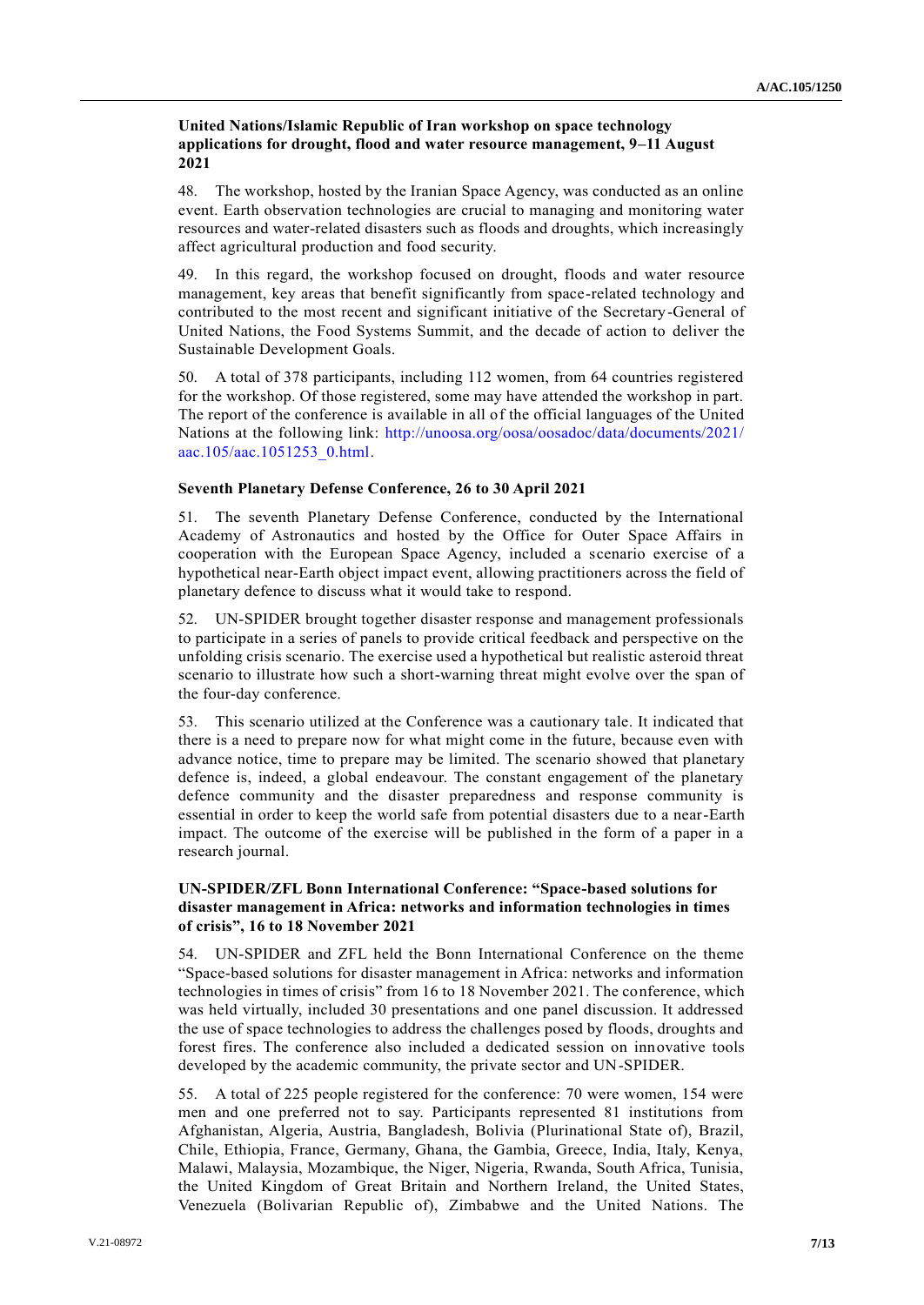**United Nations/Islamic Republic of Iran workshop on space technology applications for drought, flood and water resource management, 9–11 August 2021**

48. The workshop, hosted by the Iranian Space Agency, was conducted as an online event. Earth observation technologies are crucial to managing and monitoring water resources and water-related disasters such as floods and droughts, which increasingly affect agricultural production and food security.

49. In this regard, the workshop focused on drought, floods and water resource management, key areas that benefit significantly from space-related technology and contributed to the most recent and significant initiative of the Secretary-General of United Nations, the Food Systems Summit, and the decade of action to deliver the Sustainable Development Goals.

50. A total of 378 participants, including 112 women, from 64 countries registered for the workshop. Of those registered, some may have attended the workshop in part. The report of the conference is available in all of the official languages of the United Nations at the following link: http://unoosa.org/oosa/oosadoc/data/documents/2021/aac.105/aac.1051253_0.html.

**Seventh Planetary Defense Conference, 26 to 30 April 2021**

51. The seventh Planetary Defense Conference, conducted by the International Academy of Astronautics and hosted by the Office for Outer Space Affairs in cooperation with the European Space Agency, included a scenario exercise of a hypothetical near-Earth object impact event, allowing practitioners across the field of planetary defence to discuss what it would take to respond.

52. UN-SPIDER brought together disaster response and management professionals to participate in a series of panels to provide critical feedback and perspective on the unfolding crisis scenario. The exercise used a hypothetical but realistic asteroid threat scenario to illustrate how such a short-warning threat might evolve over the span of the four-day conference.

53. This scenario utilized at the Conference was a cautionary tale. It indicated that there is a need to prepare now for what might come in the future, because even with advance notice, time to prepare may be limited. The scenario showed that planetary defence is, indeed, a global endeavour. The constant engagement of the planetary defence community and the disaster preparedness and response community is essential in order to keep the world safe from potential disasters due to a near-Earth impact. The outcome of the exercise will be published in the form of a paper in a research journal.

**UN-SPIDER/ZFL Bonn International Conference: "Space-based solutions for disaster management in Africa: networks and information technologies in times of crisis", 16 to 18 November 2021**

54. UN-SPIDER and ZFL held the Bonn International Conference on the theme "Space-based solutions for disaster management in Africa: networks and information technologies in times of crisis" from 16 to 18 November 2021. The conference, which was held virtually, included 30 presentations and one panel discussion. It addressed the use of space technologies to address the challenges posed by floods, droughts and forest fires. The conference also included a dedicated session on innovative tools developed by the academic community, the private sector and UN-SPIDER.

55. A total of 225 people registered for the conference: 70 were women, 154 were men and one preferred not to say. Participants represented 81 institutions from Afghanistan, Algeria, Austria, Bangladesh, Bolivia (Plurinational State of), Brazil, Chile, Ethiopia, France, Germany, Ghana, the Gambia, Greece, India, Italy, Kenya, Malawi, Malaysia, Mozambique, the Niger, Nigeria, Rwanda, South Africa, Tunisia, the United Kingdom of Great Britain and Northern Ireland, the United States, Venezuela (Bolivarian Republic of), Zimbabwe and the United Nations. The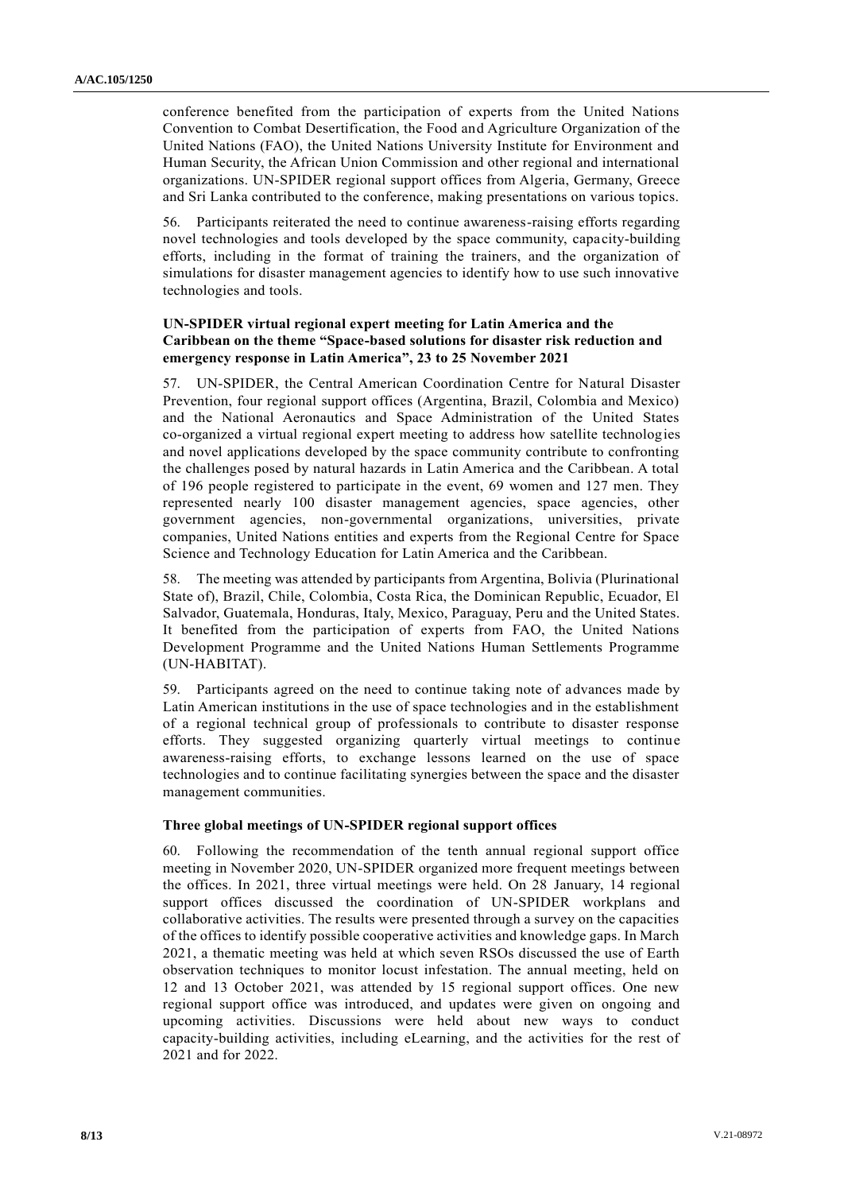conference benefited from the participation of experts from the United Nations Convention to Combat Desertification, the Food and Agriculture Organization of the United Nations (FAO), the United Nations University Institute for Environment and Human Security, the African Union Commission and other regional and international organizations. UN-SPIDER regional support offices from Algeria, Germany, Greece and Sri Lanka contributed to the conference, making presentations on various topics.

56. Participants reiterated the need to continue awareness-raising efforts regarding novel technologies and tools developed by the space community, capacity-building efforts, including in the format of training the trainers, and the organization of simulations for disaster management agencies to identify how to use such innovative technologies and tools.

**UN-SPIDER virtual regional expert meeting for Latin America and the Caribbean on the theme "Space-based solutions for disaster risk reduction and emergency response in Latin America", 23 to 25 November 2021**

57. UN-SPIDER, the Central American Coordination Centre for Natural Disaster Prevention, four regional support offices (Argentina, Brazil, Colombia and Mexico) and the National Aeronautics and Space Administration of the United States co-organized a virtual regional expert meeting to address how satellite technologies and novel applications developed by the space community contribute to confronting the challenges posed by natural hazards in Latin America and the Caribbean. A total of 196 people registered to participate in the event, 69 women and 127 men. They represented nearly 100 disaster management agencies, space agencies, other government agencies, non-governmental organizations, universities, private companies, United Nations entities and experts from the Regional Centre for Space Science and Technology Education for Latin America and the Caribbean.

58. The meeting was attended by participants from Argentina, Bolivia (Plurinational State of), Brazil, Chile, Colombia, Costa Rica, the Dominican Republic, Ecuador, El Salvador, Guatemala, Honduras, Italy, Mexico, Paraguay, Peru and the United States. It benefited from the participation of experts from FAO, the United Nations Development Programme and the United Nations Human Settlements Programme (UN-HABITAT).

59. Participants agreed on the need to continue taking note of advances made by Latin American institutions in the use of space technologies and in the establishment of a regional technical group of professionals to contribute to disaster response efforts. They suggested organizing quarterly virtual meetings to continue awareness-raising efforts, to exchange lessons learned on the use of space technologies and to continue facilitating synergies between the space and the disaster management communities.

**Three global meetings of UN-SPIDER regional support offices**

60. Following the recommendation of the tenth annual regional support office meeting in November 2020, UN-SPIDER organized more frequent meetings between the offices. In 2021, three virtual meetings were held. On 28 January, 14 regional support offices discussed the coordination of UN-SPIDER workplans and collaborative activities. The results were presented through a survey on the capacities of the offices to identify possible cooperative activities and knowledge gaps. In March 2021, a thematic meeting was held at which seven RSOs discussed the use of Earth observation techniques to monitor locust infestation. The annual meeting, held on 12 and 13 October 2021, was attended by 15 regional support offices. One new regional support office was introduced, and updates were given on ongoing and upcoming activities. Discussions were held about new ways to conduct capacity-building activities, including eLearning, and the activities for the rest of 2021 and for 2022.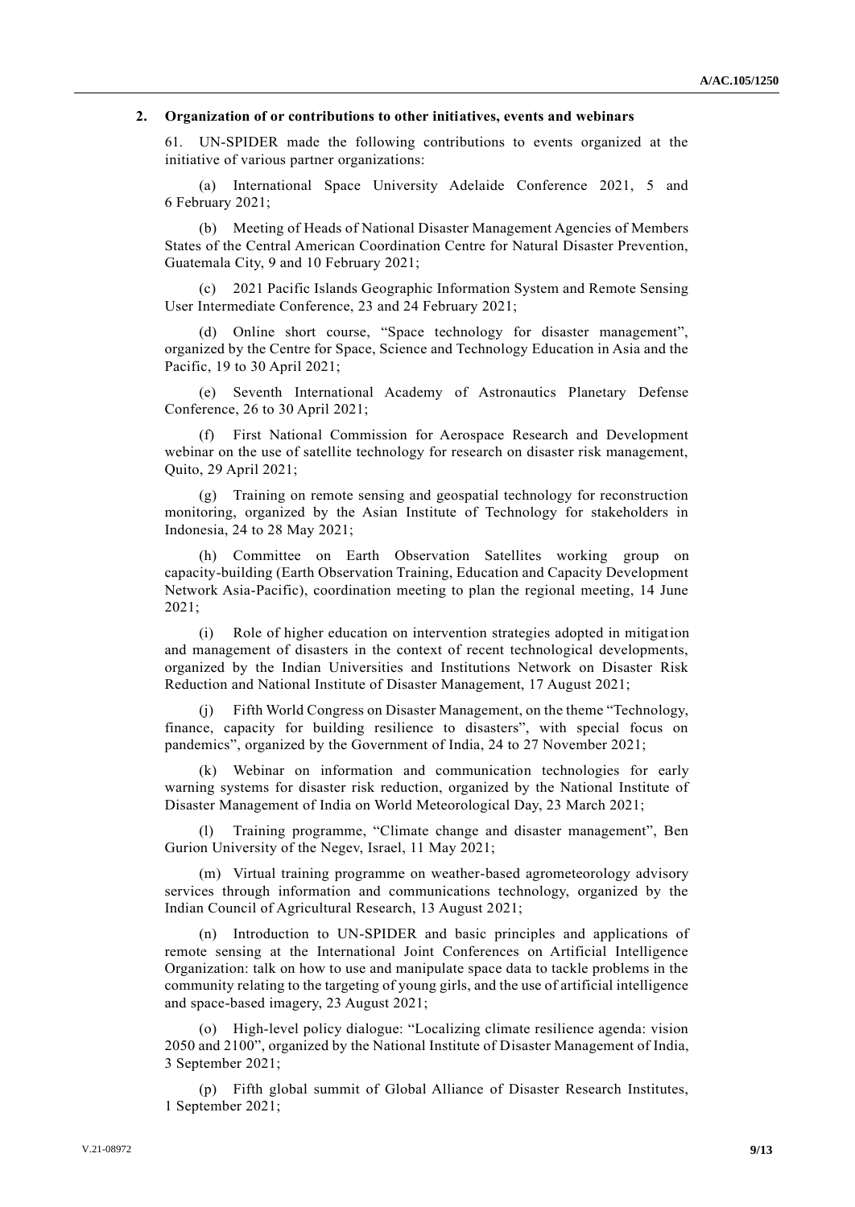### 2. Organization of or contributions to other initiatives, events and webinars

61. UN-SPIDER made the following contributions to events organized at the initiative of various partner organizations:

(a) International Space University Adelaide Conference 2021, 5 and 6 February 2021;

(b) Meeting of Heads of National Disaster Management Agencies of Members States of the Central American Coordination Centre for Natural Disaster Prevention, Guatemala City, 9 and 10 February 2021;

(c) 2021 Pacific Islands Geographic Information System and Remote Sensing User Intermediate Conference, 23 and 24 February 2021;

(d) Online short course, "Space technology for disaster management", organized by the Centre for Space, Science and Technology Education in Asia and the Pacific, 19 to 30 April 2021;

(e) Seventh International Academy of Astronautics Planetary Defense Conference, 26 to 30 April 2021;

(f) First National Commission for Aerospace Research and Development webinar on the use of satellite technology for research on disaster risk management, Quito, 29 April 2021;

(g) Training on remote sensing and geospatial technology for reconstruction monitoring, organized by the Asian Institute of Technology for stakeholders in Indonesia, 24 to 28 May 2021;

(h) Committee on Earth Observation Satellites working group on capacity-building (Earth Observation Training, Education and Capacity Development Network Asia-Pacific), coordination meeting to plan the regional meeting, 14 June 2021;

(i) Role of higher education on intervention strategies adopted in mitigation and management of disasters in the context of recent technological developments, organized by the Indian Universities and Institutions Network on Disaster Risk Reduction and National Institute of Disaster Management, 17 August 2021;

(j) Fifth World Congress on Disaster Management, on the theme "Technology, finance, capacity for building resilience to disasters", with special focus on pandemics", organized by the Government of India, 24 to 27 November 2021;

(k) Webinar on information and communication technologies for early warning systems for disaster risk reduction, organized by the National Institute of Disaster Management of India on World Meteorological Day, 23 March 2021;

(l) Training programme, "Climate change and disaster management", Ben Gurion University of the Negev, Israel, 11 May 2021;

(m) Virtual training programme on weather-based agrometeorology advisory services through information and communications technology, organized by the Indian Council of Agricultural Research, 13 August 2021;

(n) Introduction to UN-SPIDER and basic principles and applications of remote sensing at the International Joint Conferences on Artificial Intelligence Organization: talk on how to use and manipulate space data to tackle problems in the community relating to the targeting of young girls, and the use of artificial intelligence and space-based imagery, 23 August 2021;

(o) High-level policy dialogue: "Localizing climate resilience agenda: vision 2050 and 2100", organized by the National Institute of Disaster Management of India, 3 September 2021;

(p) Fifth global summit of Global Alliance of Disaster Research Institutes, 1 September 2021;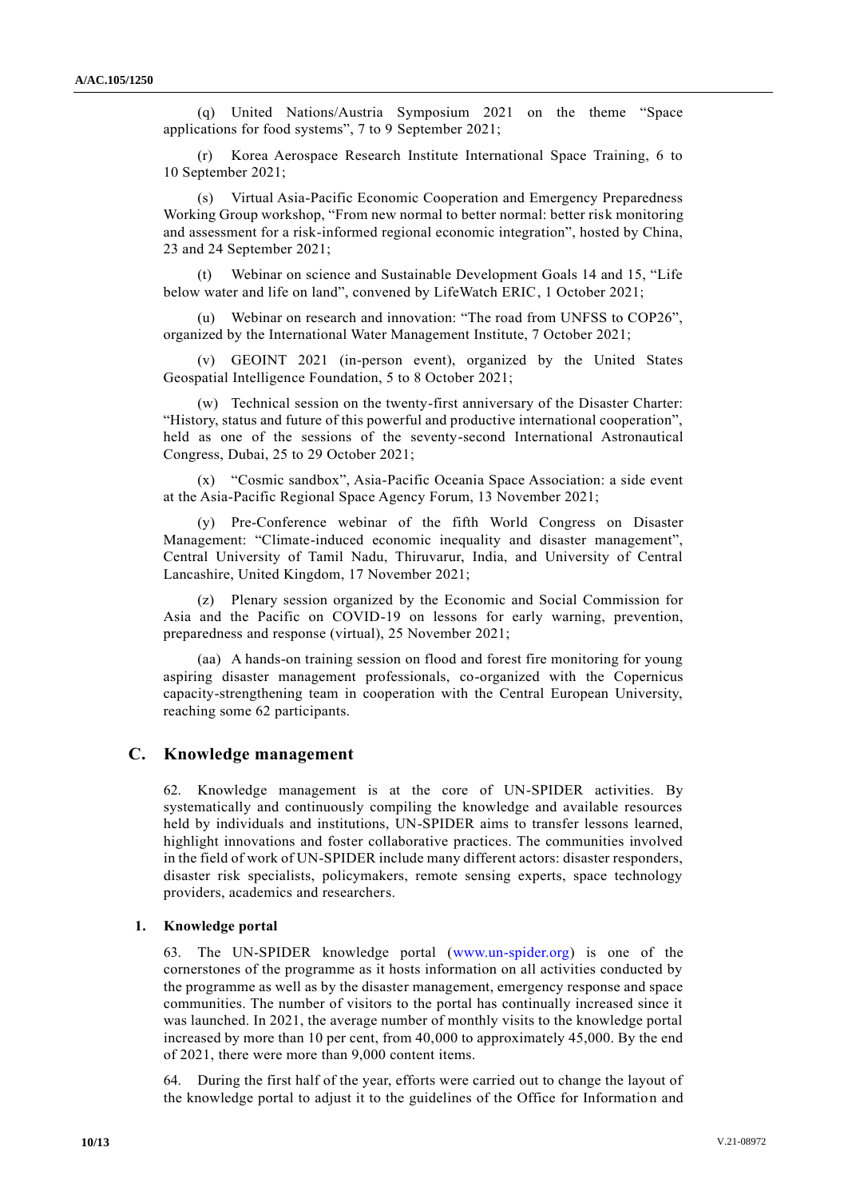(q) United Nations/Austria Symposium 2021 on the theme "Space applications for food systems", 7 to 9 September 2021;

(r) Korea Aerospace Research Institute International Space Training, 6 to 10 September 2021;

(s) Virtual Asia-Pacific Economic Cooperation and Emergency Preparedness Working Group workshop, "From new normal to better normal: better risk monitoring and assessment for a risk-informed regional economic integration", hosted by China, 23 and 24 September 2021;

(t) Webinar on science and Sustainable Development Goals 14 and 15, "Life below water and life on land", convened by LifeWatch ERIC, 1 October 2021;

(u) Webinar on research and innovation: "The road from UNFSS to COP26", organized by the International Water Management Institute, 7 October 2021;

(v) GEOINT 2021 (in-person event), organized by the United States Geospatial Intelligence Foundation, 5 to 8 October 2021;

(w) Technical session on the twenty-first anniversary of the Disaster Charter: "History, status and future of this powerful and productive international cooperation", held as one of the sessions of the seventy-second International Astronautical Congress, Dubai, 25 to 29 October 2021;

(x) "Cosmic sandbox", Asia-Pacific Oceania Space Association: a side event at the Asia-Pacific Regional Space Agency Forum, 13 November 2021;

(y) Pre-Conference webinar of the fifth World Congress on Disaster Management: "Climate-induced economic inequality and disaster management", Central University of Tamil Nadu, Thiruvarur, India, and University of Central Lancashire, United Kingdom, 17 November 2021;

(z) Plenary session organized by the Economic and Social Commission for Asia and the Pacific on COVID-19 on lessons for early warning, prevention, preparedness and response (virtual), 25 November 2021;

(aa) A hands-on training session on flood and forest fire monitoring for young aspiring disaster management professionals, co-organized with the Copernicus capacity-strengthening team in cooperation with the Central European University, reaching some 62 participants.

## C. Knowledge management

62. Knowledge management is at the core of UN-SPIDER activities. By systematically and continuously compiling the knowledge and available resources held by individuals and institutions, UN-SPIDER aims to transfer lessons learned, highlight innovations and foster collaborative practices. The communities involved in the field of work of UN-SPIDER include many different actors: disaster responders, disaster risk specialists, policymakers, remote sensing experts, space technology providers, academics and researchers.

### 1. Knowledge portal

63. The UN-SPIDER knowledge portal (www.un-spider.org) is one of the cornerstones of the programme as it hosts information on all activities conducted by the programme as well as by the disaster management, emergency response and space communities. The number of visitors to the portal has continually increased since it was launched. In 2021, the average number of monthly visits to the knowledge portal increased by more than 10 per cent, from 40,000 to approximately 45,000. By the end of 2021, there were more than 9,000 content items.

64. During the first half of the year, efforts were carried out to change the layout of the knowledge portal to adjust it to the guidelines of the Office for Information and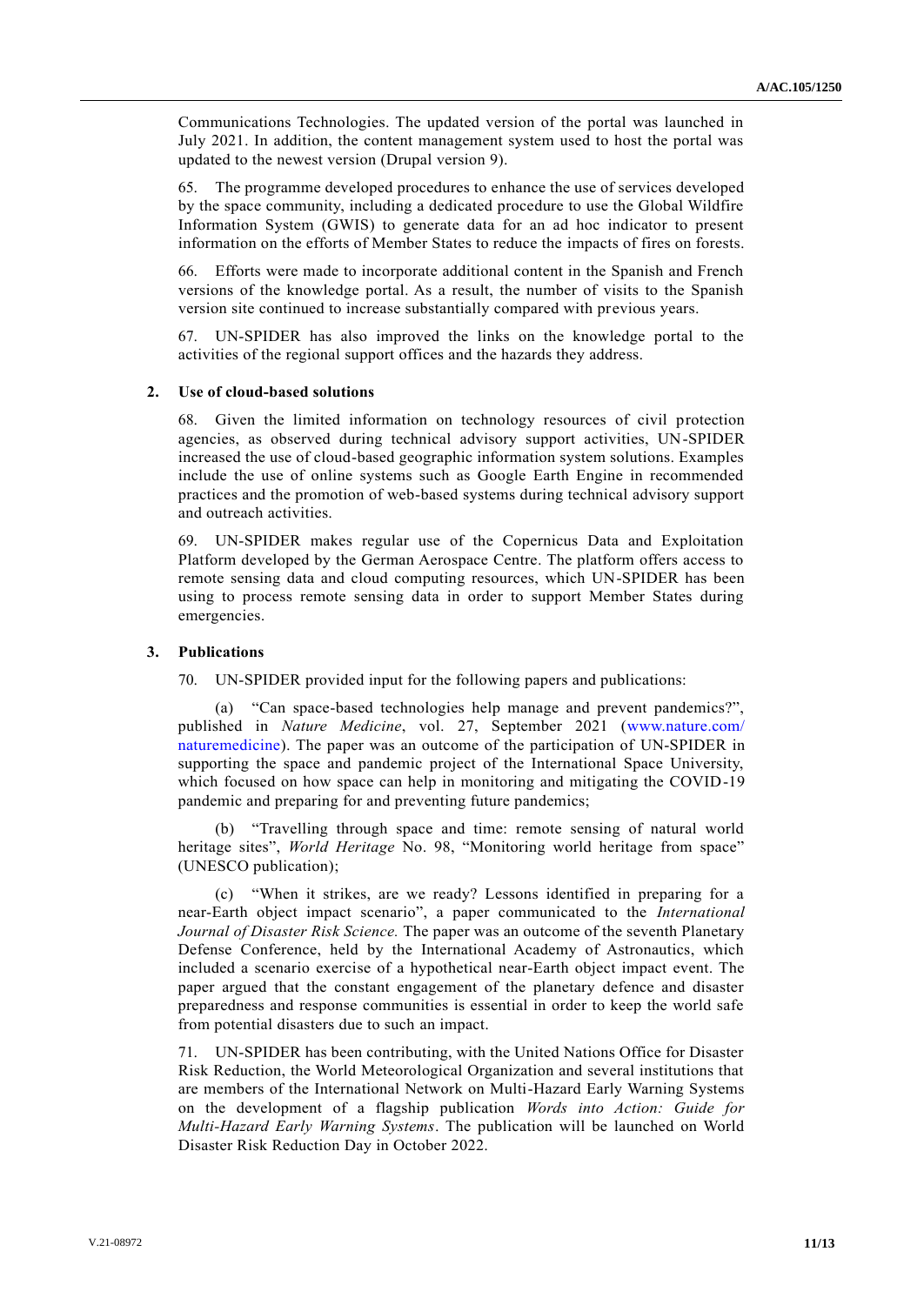Communications Technologies. The updated version of the portal was launched in July 2021. In addition, the content management system used to host the portal was updated to the newest version (Drupal version 9).

65. The programme developed procedures to enhance the use of services developed by the space community, including a dedicated procedure to use the Global Wildfire Information System (GWIS) to generate data for an ad hoc indicator to present information on the efforts of Member States to reduce the impacts of fires on forests.

66. Efforts were made to incorporate additional content in the Spanish and French versions of the knowledge portal. As a result, the number of visits to the Spanish version site continued to increase substantially compared with previous years.

67. UN-SPIDER has also improved the links on the knowledge portal to the activities of the regional support offices and the hazards they address.

### 2. Use of cloud-based solutions

68. Given the limited information on technology resources of civil protection agencies, as observed during technical advisory support activities, UN-SPIDER increased the use of cloud-based geographic information system solutions. Examples include the use of online systems such as Google Earth Engine in recommended practices and the promotion of web-based systems during technical advisory support and outreach activities.

69. UN-SPIDER makes regular use of the Copernicus Data and Exploitation Platform developed by the German Aerospace Centre. The platform offers access to remote sensing data and cloud computing resources, which UN-SPIDER has been using to process remote sensing data in order to support Member States during emergencies.

### 3. Publications

70. UN-SPIDER provided input for the following papers and publications:

(a) "Can space-based technologies help manage and prevent pandemics?", published in *Nature Medicine*, vol. 27, September 2021 (www.nature.com/naturemedicine). The paper was an outcome of the participation of UN-SPIDER in supporting the space and pandemic project of the International Space University, which focused on how space can help in monitoring and mitigating the COVID-19 pandemic and preparing for and preventing future pandemics;

(b) "Travelling through space and time: remote sensing of natural world heritage sites", *World Heritage* No. 98, "Monitoring world heritage from space" (UNESCO publication);

(c) "When it strikes, are we ready? Lessons identified in preparing for a near-Earth object impact scenario", a paper communicated to the *International Journal of Disaster Risk Science.* The paper was an outcome of the seventh Planetary Defense Conference, held by the International Academy of Astronautics, which included a scenario exercise of a hypothetical near-Earth object impact event. The paper argued that the constant engagement of the planetary defence and disaster preparedness and response communities is essential in order to keep the world safe from potential disasters due to such an impact.

71. UN-SPIDER has been contributing, with the United Nations Office for Disaster Risk Reduction, the World Meteorological Organization and several institutions that are members of the International Network on Multi-Hazard Early Warning Systems on the development of a flagship publication *Words into Action: Guide for Multi-Hazard Early Warning Systems*. The publication will be launched on World Disaster Risk Reduction Day in October 2022.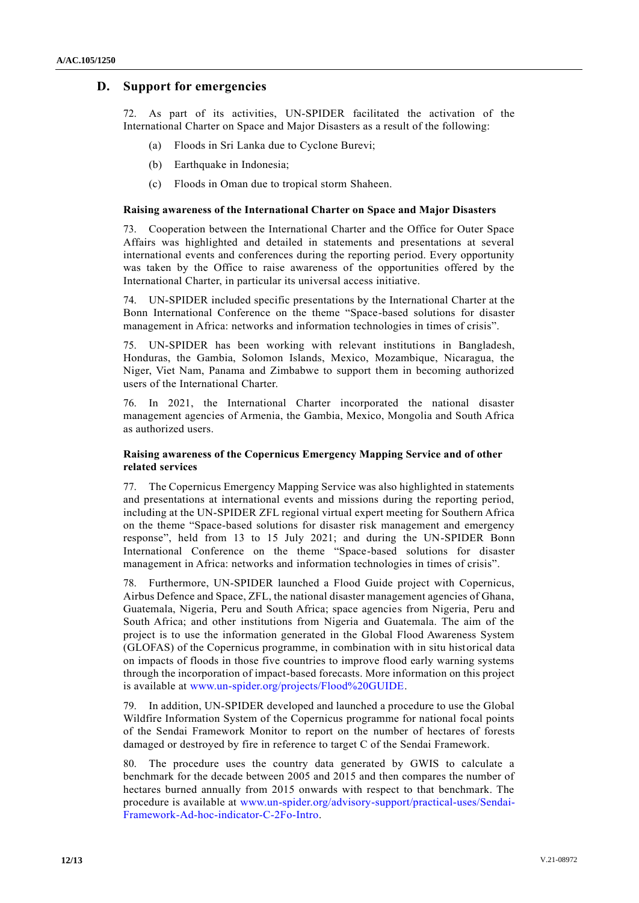## D. Support for emergencies

72. As part of its activities, UN-SPIDER facilitated the activation of the International Charter on Space and Major Disasters as a result of the following:

(a) Floods in Sri Lanka due to Cyclone Burevi;

(b) Earthquake in Indonesia;

(c) Floods in Oman due to tropical storm Shaheen.

### Raising awareness of the International Charter on Space and Major Disasters

73. Cooperation between the International Charter and the Office for Outer Space Affairs was highlighted and detailed in statements and presentations at several international events and conferences during the reporting period. Every opportunity was taken by the Office to raise awareness of the opportunities offered by the International Charter, in particular its universal access initiative.

74. UN-SPIDER included specific presentations by the International Charter at the Bonn International Conference on the theme "Space-based solutions for disaster management in Africa: networks and information technologies in times of crisis".

75. UN-SPIDER has been working with relevant institutions in Bangladesh, Honduras, the Gambia, Solomon Islands, Mexico, Mozambique, Nicaragua, the Niger, Viet Nam, Panama and Zimbabwe to support them in becoming authorized users of the International Charter.

76. In 2021, the International Charter incorporated the national disaster management agencies of Armenia, the Gambia, Mexico, Mongolia and South Africa as authorized users.

### Raising awareness of the Copernicus Emergency Mapping Service and of other related services

77. The Copernicus Emergency Mapping Service was also highlighted in statements and presentations at international events and missions during the reporting period, including at the UN-SPIDER ZFL regional virtual expert meeting for Southern Africa on the theme "Space-based solutions for disaster risk management and emergency response", held from 13 to 15 July 2021; and during the UN-SPIDER Bonn International Conference on the theme "Space-based solutions for disaster management in Africa: networks and information technologies in times of crisis".

78. Furthermore, UN-SPIDER launched a Flood Guide project with Copernicus, Airbus Defence and Space, ZFL, the national disaster management agencies of Ghana, Guatemala, Nigeria, Peru and South Africa; space agencies from Nigeria, Peru and South Africa; and other institutions from Nigeria and Guatemala. The aim of the project is to use the information generated in the Global Flood Awareness System (GLOFAS) of the Copernicus programme, in combination with in situ historical data on impacts of floods in those five countries to improve flood early warning systems through the incorporation of impact-based forecasts. More information on this project is available at www.un-spider.org/projects/Flood%20GUIDE.

79. In addition, UN-SPIDER developed and launched a procedure to use the Global Wildfire Information System of the Copernicus programme for national focal points of the Sendai Framework Monitor to report on the number of hectares of forests damaged or destroyed by fire in reference to target C of the Sendai Framework.

80. The procedure uses the country data generated by GWIS to calculate a benchmark for the decade between 2005 and 2015 and then compares the number of hectares burned annually from 2015 onwards with respect to that benchmark. The procedure is available at www.un-spider.org/advisory-support/practical-uses/Sendai-Framework-Ad-hoc-indicator-C-2Fo-Intro.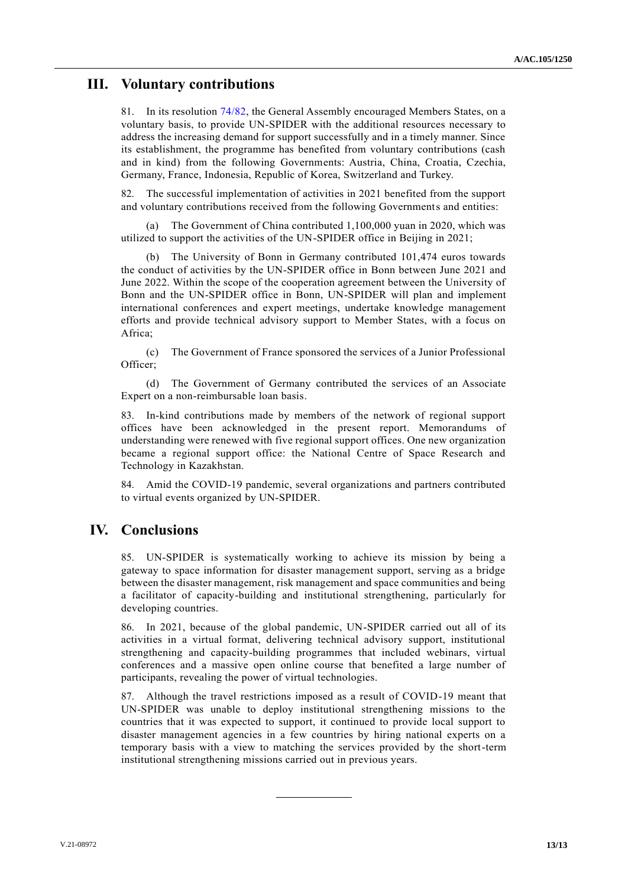## III. Voluntary contributions

81. In its resolution 74/82, the General Assembly encouraged Members States, on a voluntary basis, to provide UN-SPIDER with the additional resources necessary to address the increasing demand for support successfully and in a timely manner. Since its establishment, the programme has benefited from voluntary contributions (cash and in kind) from the following Governments: Austria, China, Croatia, Czechia, Germany, France, Indonesia, Republic of Korea, Switzerland and Turkey.

82. The successful implementation of activities in 2021 benefited from the support and voluntary contributions received from the following Governments and entities:

(a) The Government of China contributed 1,100,000 yuan in 2020, which was utilized to support the activities of the UN-SPIDER office in Beijing in 2021;

(b) The University of Bonn in Germany contributed 101,474 euros towards the conduct of activities by the UN-SPIDER office in Bonn between June 2021 and June 2022. Within the scope of the cooperation agreement between the University of Bonn and the UN-SPIDER office in Bonn, UN-SPIDER will plan and implement international conferences and expert meetings, undertake knowledge management efforts and provide technical advisory support to Member States, with a focus on Africa;

(c) The Government of France sponsored the services of a Junior Professional Officer;

(d) The Government of Germany contributed the services of an Associate Expert on a non-reimbursable loan basis.

83. In-kind contributions made by members of the network of regional support offices have been acknowledged in the present report. Memorandums of understanding were renewed with five regional support offices. One new organization became a regional support office: the National Centre of Space Research and Technology in Kazakhstan.

84. Amid the COVID-19 pandemic, several organizations and partners contributed to virtual events organized by UN-SPIDER.

## IV. Conclusions

85. UN-SPIDER is systematically working to achieve its mission by being a gateway to space information for disaster management support, serving as a bridge between the disaster management, risk management and space communities and being a facilitator of capacity-building and institutional strengthening, particularly for developing countries.

86. In 2021, because of the global pandemic, UN-SPIDER carried out all of its activities in a virtual format, delivering technical advisory support, institutional strengthening and capacity-building programmes that included webinars, virtual conferences and a massive open online course that benefited a large number of participants, revealing the power of virtual technologies.

87. Although the travel restrictions imposed as a result of COVID-19 meant that UN-SPIDER was unable to deploy institutional strengthening missions to the countries that it was expected to support, it continued to provide local support to disaster management agencies in a few countries by hiring national experts on a temporary basis with a view to matching the services provided by the short-term institutional strengthening missions carried out in previous years.